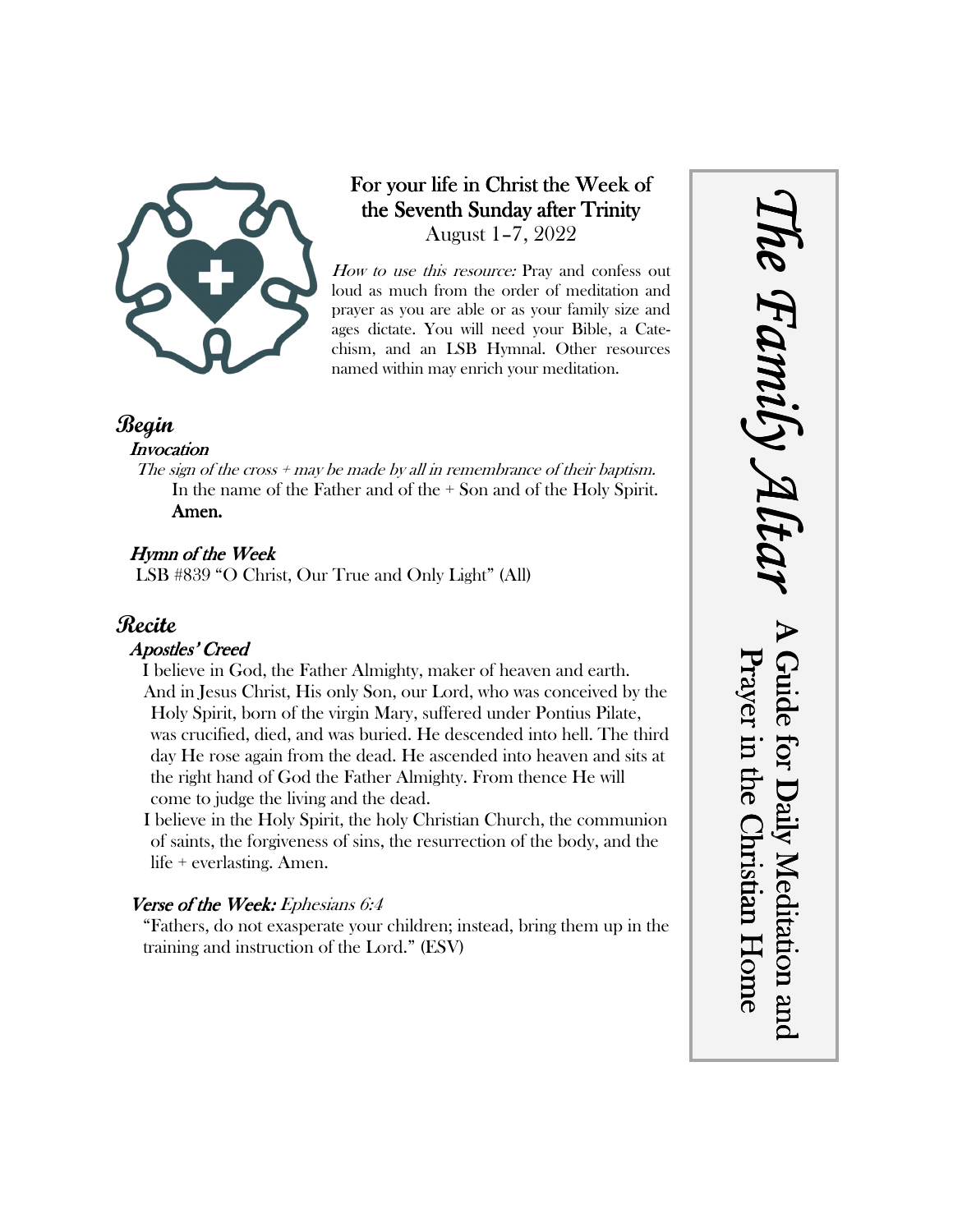# The Family Altar

## A Guide for Daily Meditation and Prayer in the Christian Home

**For your life in Christ the Week of the Seventh Sunday after Trinity**
August 1–7, 2022

*How to use this resource:* Pray and confess out loud as much from the order of meditation and prayer as you are able or as your family size and ages dictate. You will need your Bible, a Catechism, and an LSB Hymnal. Other resources named within may enrich your meditation.

## Begin

### *Invocation*

*The sign of the cross + may be made by all in remembrance of their baptism.*

In the name of the Father and of the + Son and of the Holy Spirit.
**Amen.**

### *Hymn of the Week*

LSB #839 "O Christ, Our True and Only Light" (All)

## Recite

### *Apostles' Creed*

I believe in God, the Father Almighty, maker of heaven and earth.

And in Jesus Christ, His only Son, our Lord, who was conceived by the Holy Spirit, born of the virgin Mary, suffered under Pontius Pilate, was crucified, died, and was buried. He descended into hell. The third day He rose again from the dead. He ascended into heaven and sits at the right hand of God the Father Almighty. From thence He will come to judge the living and the dead.

I believe in the Holy Spirit, the holy Christian Church, the communion of saints, the forgiveness of sins, the resurrection of the body, and the life + everlasting. Amen.

### *Verse of the Week:* *Ephesians 6:4*

"Fathers, do not exasperate your children; instead, bring them up in the training and instruction of the Lord." (ESV)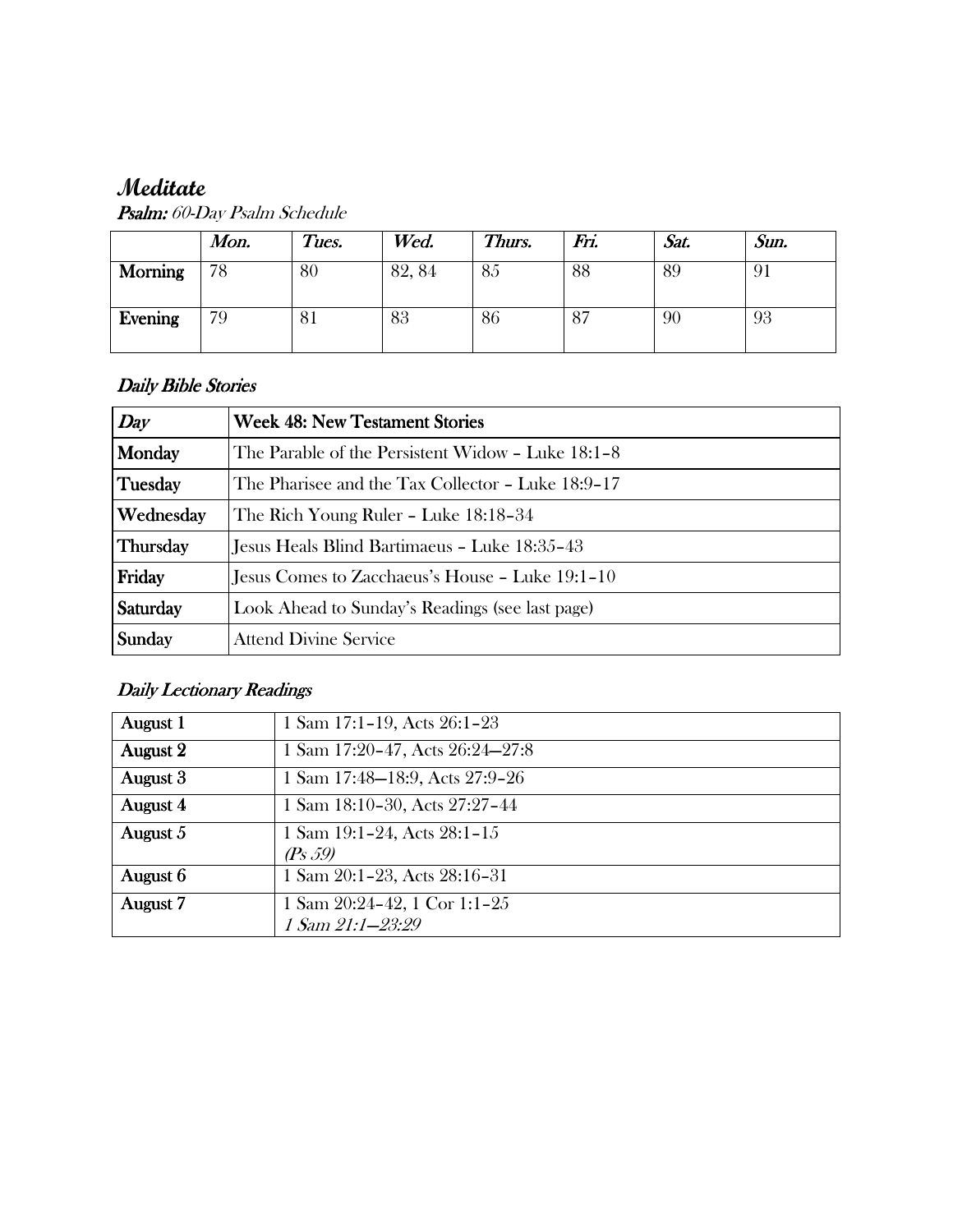# *Meditate*

***Psalm:*** *60-Day Psalm Schedule*

| | *Mon.* | *Tues.* | *Wed.* | *Thurs.* | *Fri.* | *Sat.* | *Sun.* |
|---|---|---|---|---|---|---|---|
| **Morning** | 78 | 80 | 82, 84 | 85 | 88 | 89 | 91 |
| **Evening** | 79 | 81 | 83 | 86 | 87 | 90 | 93 |

## *Daily Bible Stories*

| *Day* | **Week 48: New Testament Stories** |
|---|---|
| **Monday** | The Parable of the Persistent Widow – Luke 18:1–8 |
| **Tuesday** | The Pharisee and the Tax Collector – Luke 18:9–17 |
| **Wednesday** | The Rich Young Ruler – Luke 18:18–34 |
| **Thursday** | Jesus Heals Blind Bartimaeus – Luke 18:35–43 |
| **Friday** | Jesus Comes to Zacchaeus's House – Luke 19:1–10 |
| **Saturday** | Look Ahead to Sunday's Readings (see last page) |
| **Sunday** | Attend Divine Service |

## *Daily Lectionary Readings*

| | |
|---|---|
| **August 1** | 1 Sam 17:1–19, Acts 26:1–23 |
| **August 2** | 1 Sam 17:20–47, Acts 26:24—27:8 |
| **August 3** | 1 Sam 17:48—18:9, Acts 27:9–26 |
| **August 4** | 1 Sam 18:10–30, Acts 27:27–44 |
| **August 5** | 1 Sam 19:1–24, Acts 28:1–15 *(Ps 59)* |
| **August 6** | 1 Sam 20:1–23, Acts 28:16–31 |
| **August 7** | 1 Sam 20:24–42, 1 Cor 1:1–25 *1 Sam 21:1—23:29* |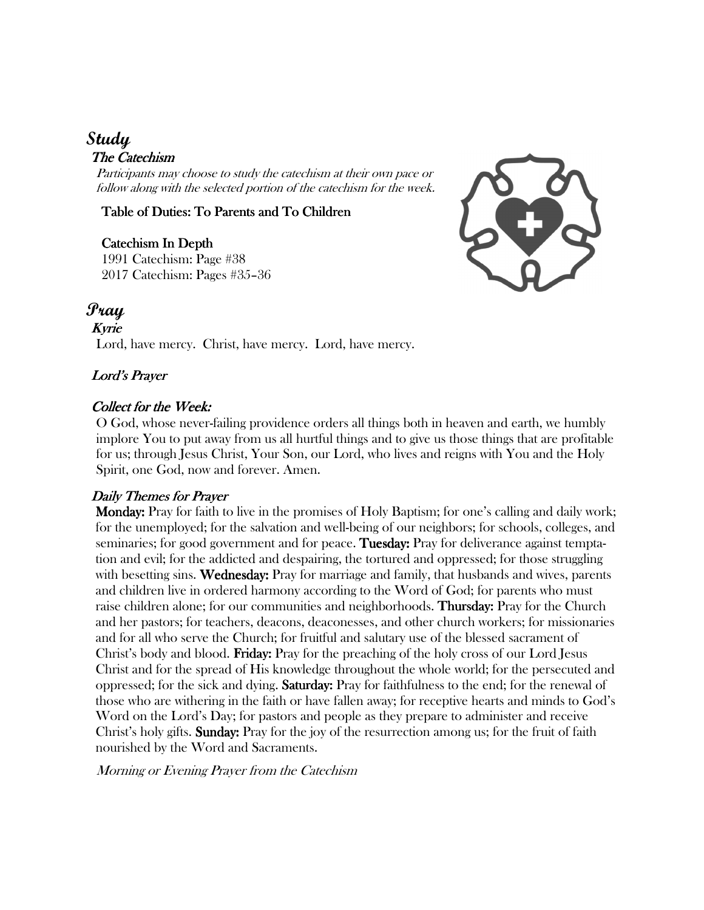# *Study*

### *The Catechism*

*Participants may choose to study the catechism at their own pace or follow along with the selected portion of the catechism for the week.*

**Table of Duties: To Parents and To Children**

**Catechism In Depth**
1991 Catechism: Page #38
2017 Catechism: Pages #35–36

# *Pray*

### *Kyrie*

Lord, have mercy. Christ, have mercy. Lord, have mercy.

### *Lord's Prayer*

### *Collect for the Week:*

O God, whose never-failing providence orders all things both in heaven and earth, we humbly implore You to put away from us all hurtful things and to give us those things that are profitable for us; through Jesus Christ, Your Son, our Lord, who lives and reigns with You and the Holy Spirit, one God, now and forever. Amen.

### *Daily Themes for Prayer*

**Monday:** Pray for faith to live in the promises of Holy Baptism; for one's calling and daily work; for the unemployed; for the salvation and well-being of our neighbors; for schools, colleges, and seminaries; for good government and for peace. **Tuesday:** Pray for deliverance against temptation and evil; for the addicted and despairing, the tortured and oppressed; for those struggling with besetting sins. **Wednesday:** Pray for marriage and family, that husbands and wives, parents and children live in ordered harmony according to the Word of God; for parents who must raise children alone; for our communities and neighborhoods. **Thursday:** Pray for the Church and her pastors; for teachers, deacons, deaconesses, and other church workers; for missionaries and for all who serve the Church; for fruitful and salutary use of the blessed sacrament of Christ's body and blood. **Friday:** Pray for the preaching of the holy cross of our Lord Jesus Christ and for the spread of His knowledge throughout the whole world; for the persecuted and oppressed; for the sick and dying. **Saturday:** Pray for faithfulness to the end; for the renewal of those who are withering in the faith or have fallen away; for receptive hearts and minds to God's Word on the Lord's Day; for pastors and people as they prepare to administer and receive Christ's holy gifts. **Sunday:** Pray for the joy of the resurrection among us; for the fruit of faith nourished by the Word and Sacraments.

*Morning or Evening Prayer from the Catechism*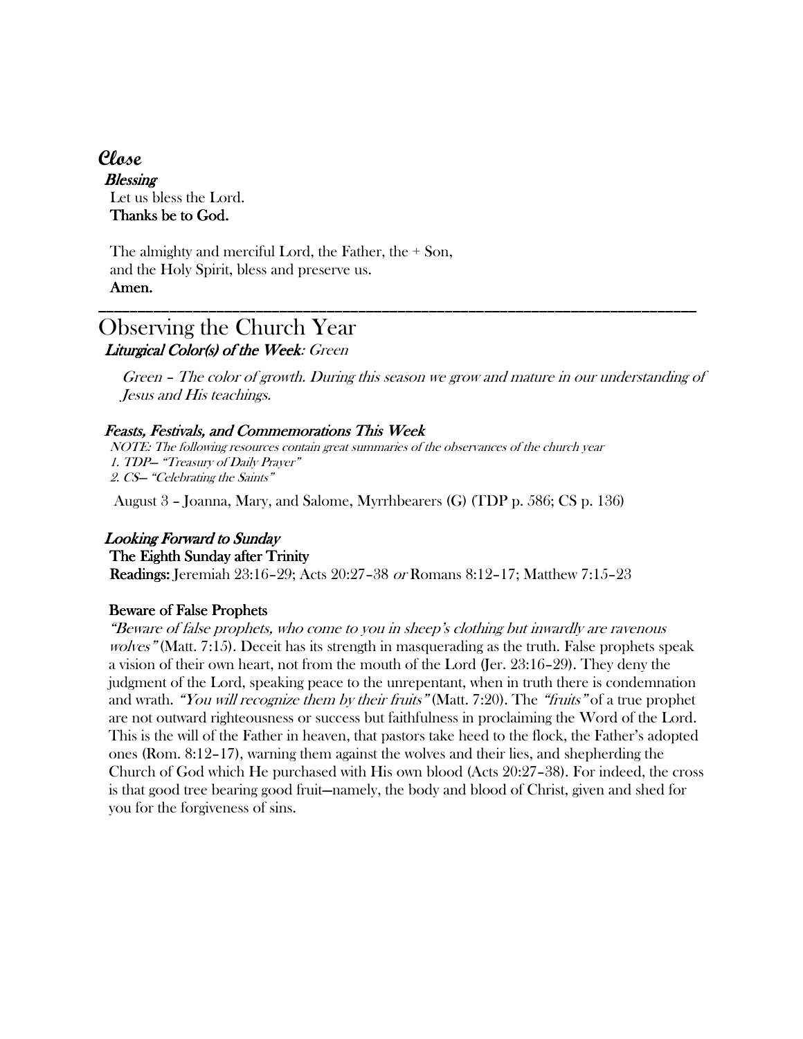## Close

### *Blessing*

Let us bless the Lord.
**Thanks be to God.**

The almighty and merciful Lord, the Father, the + Son,
and the Holy Spirit, bless and preserve us.
**Amen.**

---

# Observing the Church Year

***Liturgical Color(s) of the Week**: Green*

*Green – The color of growth. During this season we grow and mature in our understanding of Jesus and His teachings.*

### *Feasts, Festivals, and Commemorations This Week*

*NOTE: The following resources contain great summaries of the observances of the church year*
*1. TDP— "Treasury of Daily Prayer"*
*2. CS— "Celebrating the Saints"*

August 3 – Joanna, Mary, and Salome, Myrrhbearers (G) (TDP p. 586; CS p. 136)

### *Looking Forward to Sunday*

**The Eighth Sunday after Trinity**
**Readings:** Jeremiah 23:16–29; Acts 20:27–38 *or* Romans 8:12–17; Matthew 7:15–23

**Beware of False Prophets**

*"Beware of false prophets, who come to you in sheep's clothing but inwardly are ravenous wolves"* (Matt. 7:15). Deceit has its strength in masquerading as the truth. False prophets speak a vision of their own heart, not from the mouth of the Lord (Jer. 23:16–29). They deny the judgment of the Lord, speaking peace to the unrepentant, when in truth there is condemnation and wrath. *"You will recognize them by their fruits"* (Matt. 7:20). The *"fruits"* of a true prophet are not outward righteousness or success but faithfulness in proclaiming the Word of the Lord. This is the will of the Father in heaven, that pastors take heed to the flock, the Father's adopted ones (Rom. 8:12–17), warning them against the wolves and their lies, and shepherding the Church of God which He purchased with His own blood (Acts 20:27–38). For indeed, the cross is that good tree bearing good fruit—namely, the body and blood of Christ, given and shed for you for the forgiveness of sins.